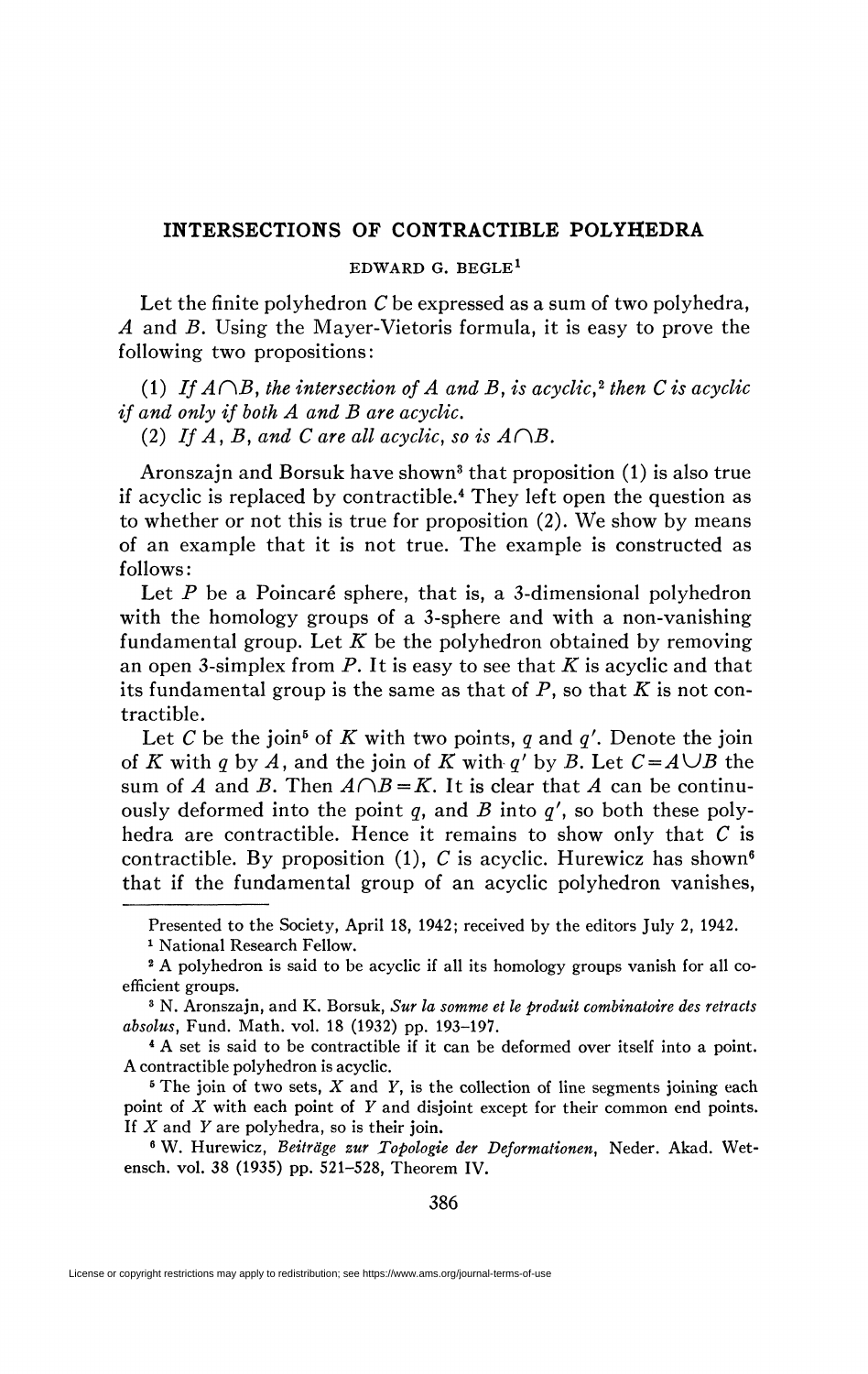# INTERSECTIONS OF CONTRACTIBLE POLYHEDRA

EDWARD G. BEGLE[1]

Let the finite polyhedron $C$ be expressed as a sum of two polyhedra, $A$ and $B$. Using the Mayer-Vietoris formula, it is easy to prove the following two propositions:

(1) *If $A \cap B$, the intersection of $A$ and $B$, is acyclic,*[2] *then $C$ is acyclic if and only if both $A$ and $B$ are acyclic.*

(2) *If $A$, $B$, and $C$ are all acyclic, so is $A \cap B$.*

Aronszajn and Borsuk have shown[3] that proposition (1) is also true if acyclic is replaced by contractible.[4] They left open the question as to whether or not this is true for proposition (2). We show by means of an example that it is not true. The example is constructed as follows:

Let $P$ be a Poincaré sphere, that is, a 3-dimensional polyhedron with the homology groups of a 3-sphere and with a non-vanishing fundamental group. Let $K$ be the polyhedron obtained by removing an open 3-simplex from $P$. It is easy to see that $K$ is acyclic and that its fundamental group is the same as that of $P$, so that $K$ is not contractible.

Let $C$ be the join[5] of $K$ with two points, $q$ and $q'$. Denote the join of $K$ with $q$ by $A$, and the join of $K$ with $q'$ by $B$. Let $C = A \cup B$ the sum of $A$ and $B$. Then $A \cap B = K$. It is clear that $A$ can be continuously deformed into the point $q$, and $B$ into $q'$, so both these polyhedra are contractible. Hence it remains to show only that $C$ is contractible. By proposition (1), $C$ is acyclic. Hurewicz has shown[6] that if the fundamental group of an acyclic polyhedron vanishes,

---

Presented to the Society, April 18, 1942; received by the editors July 2, 1942.

[1] National Research Fellow.

[2] A polyhedron is said to be acyclic if all its homology groups vanish for all coefficient groups.

[3] N. Aronszajn, and K. Borsuk, *Sur la somme et le produit combinatoire des retracts absolus*, Fund. Math. vol. 18 (1932) pp. 193–197.

[4] A set is said to be contractible if it can be deformed over itself into a point. A contractible polyhedron is acyclic.

[5] The join of two sets, $X$ and $Y$, is the collection of line segments joining each point of $X$ with each point of $Y$ and disjoint except for their common end points. If $X$ and $Y$ are polyhedra, so is their join.

[6] W. Hurewicz, *Beiträge zur Topologie der Deformationen*, Neder. Akad. Wetensch. vol. 38 (1935) pp. 521–528, Theorem IV.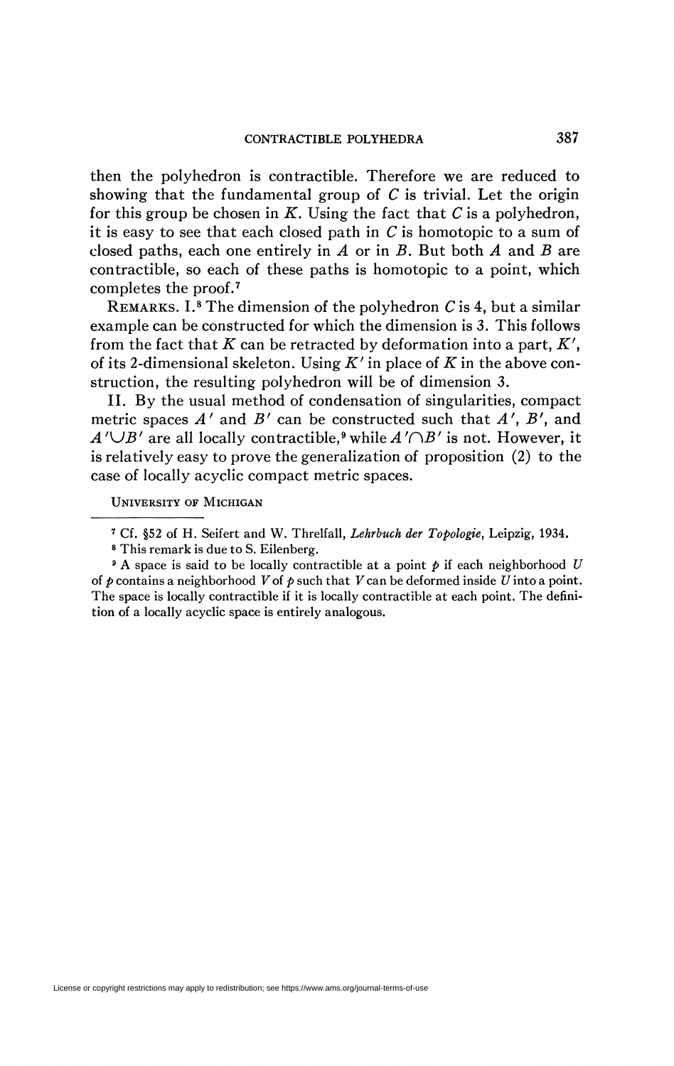then the polyhedron is contractible. Therefore we are reduced to showing that the fundamental group of $C$ is trivial. Let the origin for this group be chosen in $K$. Using the fact that $C$ is a polyhedron, it is easy to see that each closed path in $C$ is homotopic to a sum of closed paths, each one entirely in $A$ or in $B$. But both $A$ and $B$ are contractible, so each of these paths is homotopic to a point, which completes the proof.[7]

REMARKS. I.[8] The dimension of the polyhedron $C$ is 4, but a similar example can be constructed for which the dimension is 3. This follows from the fact that $K$ can be retracted by deformation into a part, $K'$, of its 2-dimensional skeleton. Using $K'$ in place of $K$ in the above construction, the resulting polyhedron will be of dimension 3.

II. By the usual method of condensation of singularities, compact metric spaces $A'$ and $B'$ can be constructed such that $A'$, $B'$, and $A' \cup B'$ are all locally contractible,[9] while $A' \cap B'$ is not. However, it is relatively easy to prove the generalization of proposition (2) to the case of locally acyclic compact metric spaces.

UNIVERSITY OF MICHIGAN

---

[7] Cf. §52 of H. Seifert and W. Threlfall, *Lehrbuch der Topologie*, Leipzig, 1934.

[8] This remark is due to S. Eilenberg.

[9] A space is said to be locally contractible at a point $p$ if each neighborhood $U$ of $p$ contains a neighborhood $V$ of $p$ such that $V$ can be deformed inside $U$ into a point. The space is locally contractible if it is locally contractible at each point. The definition of a locally acyclic space is entirely analogous.